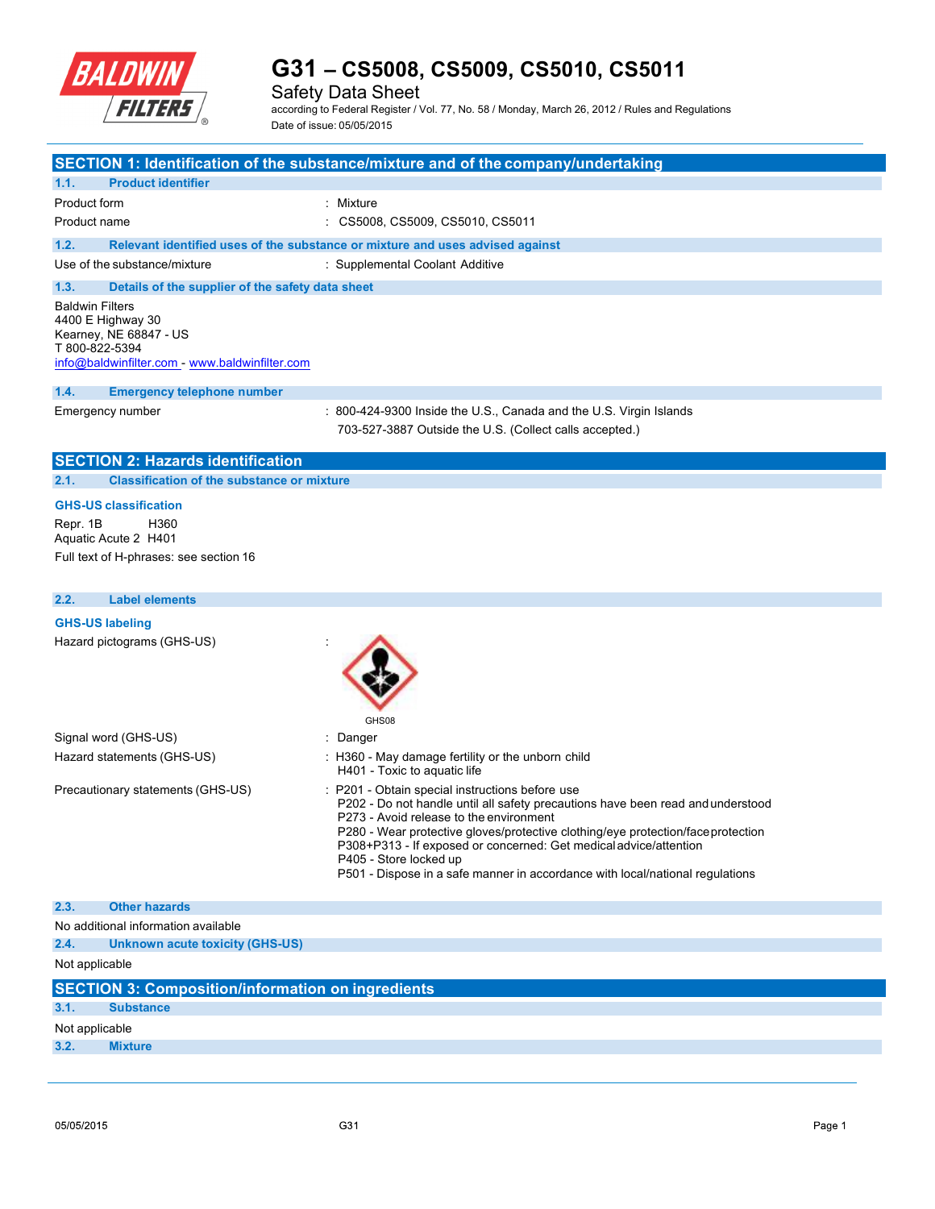# G31 – CS5008, CS5009, CS5010, CS5011

Safety Data Sheet

according to Federal Register / Vol. 77, No. 58 / Monday, March 26, 2012 / Rules and Regulations

Date of issue: 05/05/2015

## SECTION 1: Identification of the substance/mixture and of the company/undertaking

### 1.1. Product identifier

Product form : Mixture

Product name : CS5008, CS5009, CS5010, CS5011

### 1.2. Relevant identified uses of the substance or mixture and uses advised against

Use of the substance/mixture : Supplemental Coolant Additive

### 1.3. Details of the supplier of the safety data sheet

Baldwin Filters
4400 E Highway 30
Kearney, NE 68847 - US
T 800-822-5394
info@baldwinfilter.com - www.baldwinfilter.com

### 1.4. Emergency telephone number

Emergency number : 800-424-9300 Inside the U.S., Canada and the U.S. Virgin Islands
703-527-3887 Outside the U.S. (Collect calls accepted.)

## SECTION 2: Hazards identification

### 2.1. Classification of the substance or mixture

**GHS-US classification**

Repr. 1B H360
Aquatic Acute 2 H401

Full text of H-phrases: see section 16

### 2.2. Label elements

**GHS-US labeling**

Hazard pictograms (GHS-US) :

GHS08

Signal word (GHS-US) : Danger

Hazard statements (GHS-US) : H360 - May damage fertility or the unborn child
H401 - Toxic to aquatic life

Precautionary statements (GHS-US) : P201 - Obtain special instructions before use
P202 - Do not handle until all safety precautions have been read and understood
P273 - Avoid release to the environment
P280 - Wear protective gloves/protective clothing/eye protection/face protection
P308+P313 - If exposed or concerned: Get medical advice/attention
P405 - Store locked up
P501 - Dispose in a safe manner in accordance with local/national regulations

### 2.3. Other hazards

No additional information available

### 2.4. Unknown acute toxicity (GHS-US)

Not applicable

## SECTION 3: Composition/information on ingredients

### 3.1. Substance

Not applicable

### 3.2. Mixture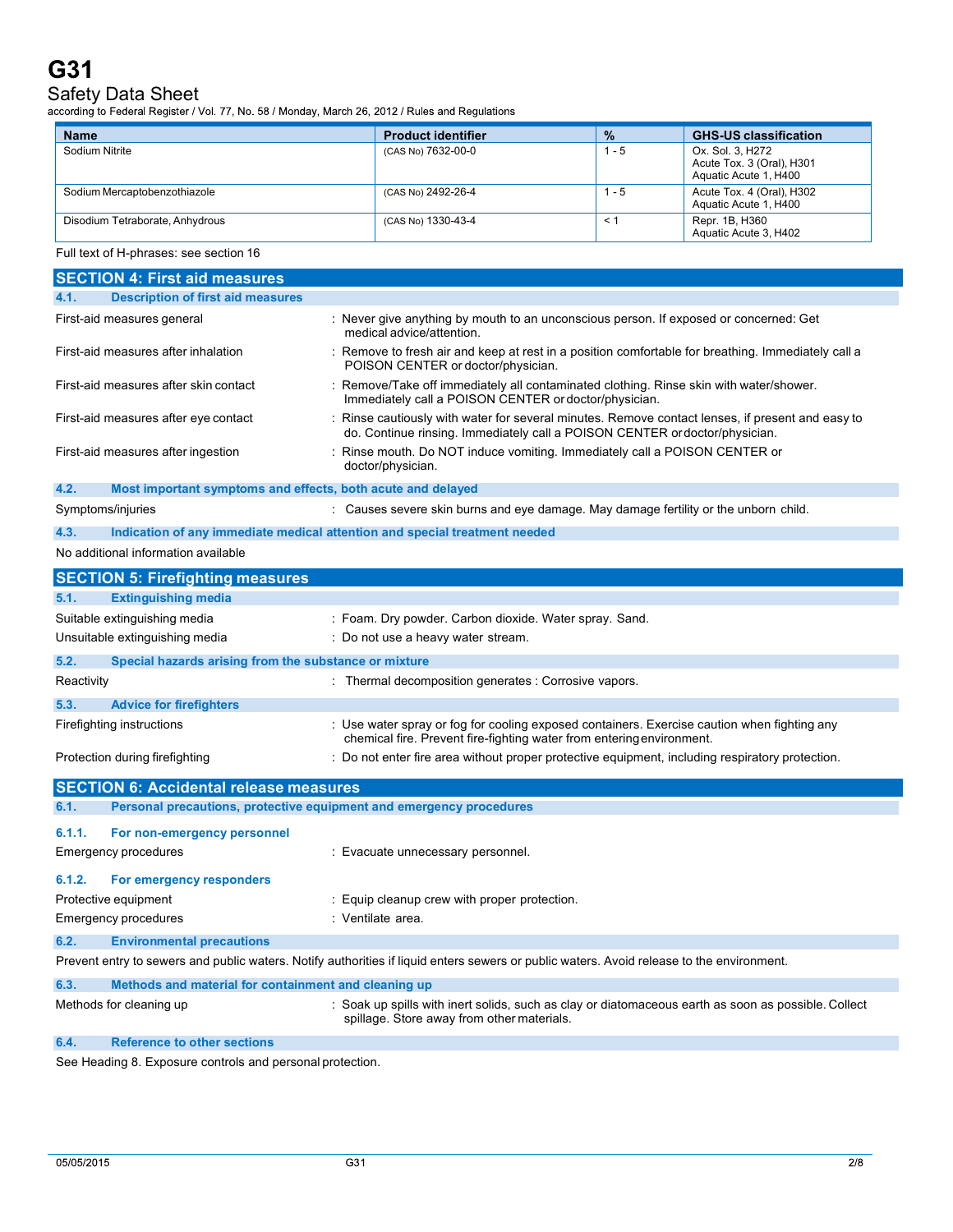| Name | Product identifier | % | GHS-US classification |
| --- | --- | --- | --- |
| Sodium Nitrite | (CAS No) 7632-00-0 | 1 - 5 | Ox. Sol. 3, H272<br>Acute Tox. 3 (Oral), H301<br>Aquatic Acute 1, H400 |
| Sodium Mercaptobenzothiazole | (CAS No) 2492-26-4 | 1 - 5 | Acute Tox. 4 (Oral), H302<br>Aquatic Acute 1, H400 |
| Disodium Tetraborate, Anhydrous | (CAS No) 1330-43-4 | < 1 | Repr. 1B, H360<br>Aquatic Acute 3, H402 |

Full text of H-phrases: see section 16

## SECTION 4: First aid measures

### 4.1. Description of first aid measures

First-aid measures general : Never give anything by mouth to an unconscious person. If exposed or concerned: Get medical advice/attention.

First-aid measures after inhalation : Remove to fresh air and keep at rest in a position comfortable for breathing. Immediately call a POISON CENTER or doctor/physician.

First-aid measures after skin contact : Remove/Take off immediately all contaminated clothing. Rinse skin with water/shower. Immediately call a POISON CENTER or doctor/physician.

First-aid measures after eye contact : Rinse cautiously with water for several minutes. Remove contact lenses, if present and easy to do. Continue rinsing. Immediately call a POISON CENTER or doctor/physician.

First-aid measures after ingestion : Rinse mouth. Do NOT induce vomiting. Immediately call a POISON CENTER or doctor/physician.

### 4.2. Most important symptoms and effects, both acute and delayed

Symptoms/injuries : Causes severe skin burns and eye damage. May damage fertility or the unborn child.

### 4.3. Indication of any immediate medical attention and special treatment needed

No additional information available

## SECTION 5: Firefighting measures

### 5.1. Extinguishing media

Suitable extinguishing media : Foam. Dry powder. Carbon dioxide. Water spray. Sand.

Unsuitable extinguishing media : Do not use a heavy water stream.

### 5.2. Special hazards arising from the substance or mixture

Reactivity : Thermal decomposition generates : Corrosive vapors.

### 5.3. Advice for firefighters

Firefighting instructions : Use water spray or fog for cooling exposed containers. Exercise caution when fighting any chemical fire. Prevent fire-fighting water from entering environment.

Protection during firefighting : Do not enter fire area without proper protective equipment, including respiratory protection.

## SECTION 6: Accidental release measures

### 6.1. Personal precautions, protective equipment and emergency procedures

#### 6.1.1. For non-emergency personnel

Emergency procedures : Evacuate unnecessary personnel.

#### 6.1.2. For emergency responders

Protective equipment : Equip cleanup crew with proper protection.

Emergency procedures : Ventilate area.

### 6.2. Environmental precautions

Prevent entry to sewers and public waters. Notify authorities if liquid enters sewers or public waters. Avoid release to the environment.

### 6.3. Methods and material for containment and cleaning up

Methods for cleaning up : Soak up spills with inert solids, such as clay or diatomaceous earth as soon as possible. Collect spillage. Store away from other materials.

### 6.4. Reference to other sections

See Heading 8. Exposure controls and personal protection.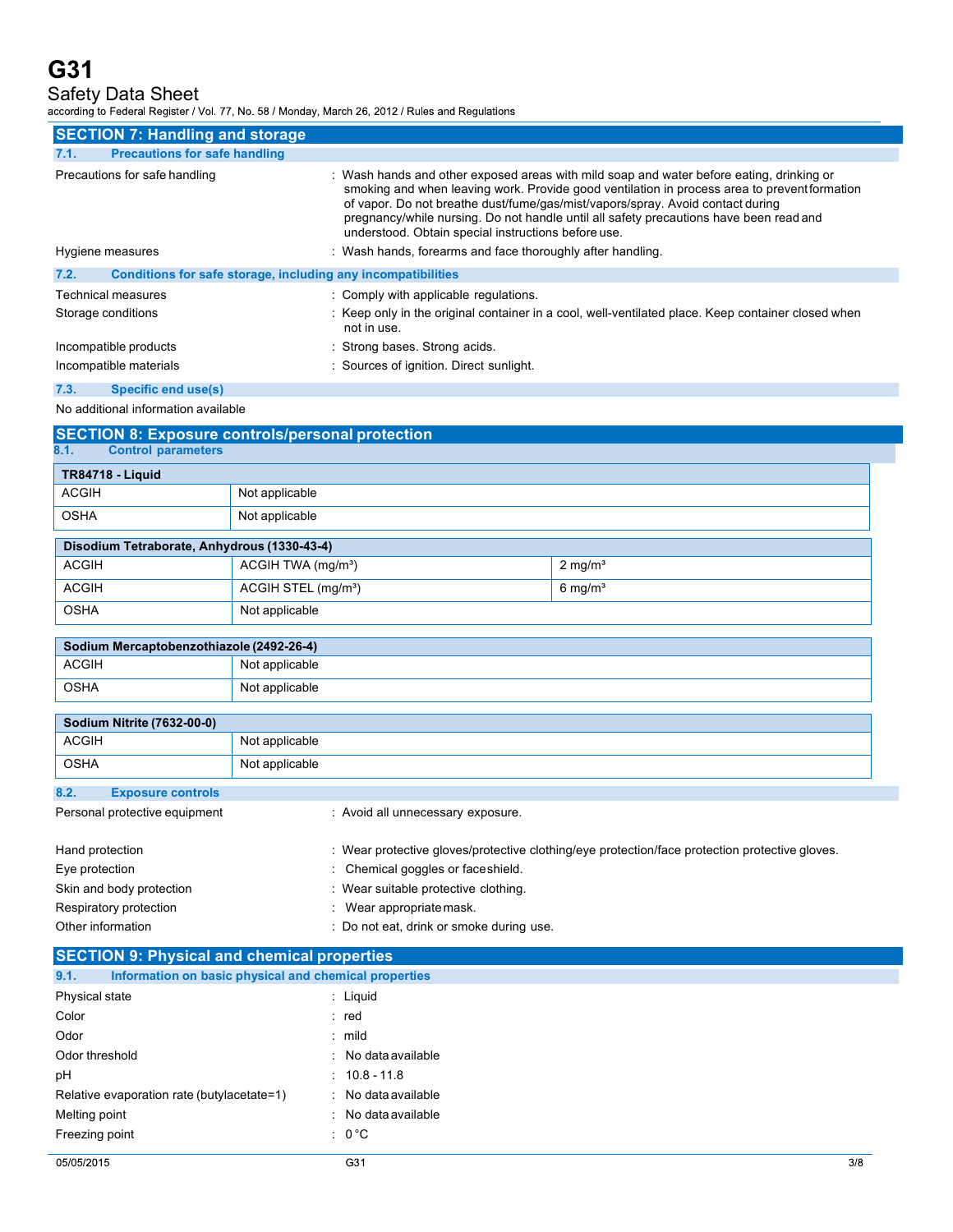## SECTION 7: Handling and storage

### 7.1. Precautions for safe handling

| | |
|---|---|
| Precautions for safe handling | : Wash hands and other exposed areas with mild soap and water before eating, drinking or smoking and when leaving work. Provide good ventilation in process area to prevent formation of vapor. Do not breathe dust/fume/gas/mist/vapors/spray. Avoid contact during pregnancy/while nursing. Do not handle until all safety precautions have been read and understood. Obtain special instructions before use. |
| Hygiene measures | : Wash hands, forearms and face thoroughly after handling. |

### 7.2. Conditions for safe storage, including any incompatibilities

| | |
|---|---|
| Technical measures | : Comply with applicable regulations. |
| Storage conditions | : Keep only in the original container in a cool, well-ventilated place. Keep container closed when not in use. |
| Incompatible products | : Strong bases. Strong acids. |
| Incompatible materials | : Sources of ignition. Direct sunlight. |

### 7.3. Specific end use(s)

No additional information available

## SECTION 8: Exposure controls/personal protection

### 8.1. Control parameters

| TR84718 - Liquid | |
|---|---|
| ACGIH | Not applicable |
| OSHA | Not applicable |

| Disodium Tetraborate, Anhydrous (1330-43-4) | | |
|---|---|---|
| ACGIH | ACGIH TWA (mg/m³) | 2 mg/m³ |
| ACGIH | ACGIH STEL (mg/m³) | 6 mg/m³ |
| OSHA | Not applicable | |

| Sodium Mercaptobenzothiazole (2492-26-4) | |
|---|---|
| ACGIH | Not applicable |
| OSHA | Not applicable |

| Sodium Nitrite (7632-00-0) | |
|---|---|
| ACGIH | Not applicable |
| OSHA | Not applicable |

### 8.2. Exposure controls

| | |
|---|---|
| Personal protective equipment | : Avoid all unnecessary exposure. |
| Hand protection | : Wear protective gloves/protective clothing/eye protection/face protection protective gloves. |
| Eye protection | : Chemical goggles or faceshield. |
| Skin and body protection | : Wear suitable protective clothing. |
| Respiratory protection | : Wear appropriate mask. |
| Other information | : Do not eat, drink or smoke during use. |

## SECTION 9: Physical and chemical properties

### 9.1. Information on basic physical and chemical properties

| | |
|---|---|
| Physical state | : Liquid |
| Color | : red |
| Odor | : mild |
| Odor threshold | : No data available |
| pH | : 10.8 - 11.8 |
| Relative evaporation rate (butylacetate=1) | : No data available |
| Melting point | : No data available |
| Freezing point | : 0 °C |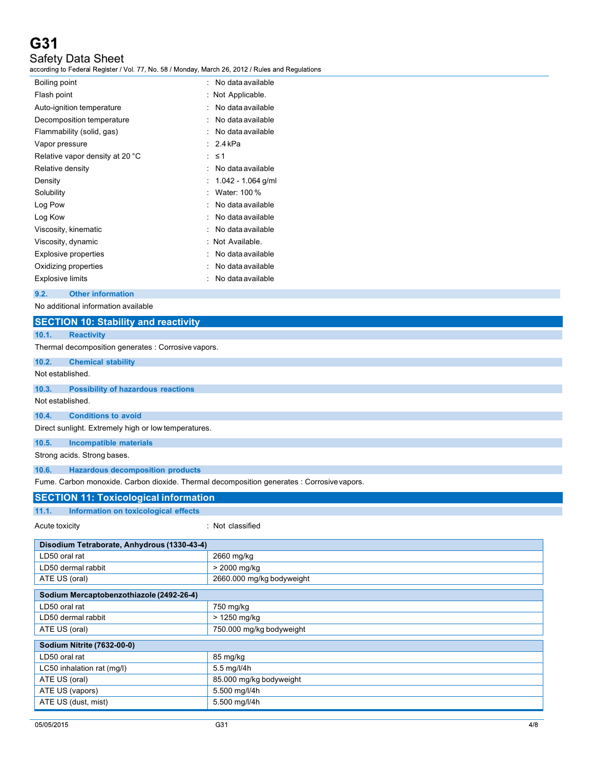| | | |
|---|---|---|
| Boiling point | : | No data available |
| Flash point | : | Not Applicable. |
| Auto-ignition temperature | : | No data available |
| Decomposition temperature | : | No data available |
| Flammability (solid, gas) | : | No data available |
| Vapor pressure | : | 2.4 kPa |
| Relative vapor density at 20 °C | : | ≤ 1 |
| Relative density | : | No data available |
| Density | : | 1.042 - 1.064 g/ml |
| Solubility | : | Water: 100 % |
| Log Pow | : | No data available |
| Log Kow | : | No data available |
| Viscosity, kinematic | : | No data available |
| Viscosity, dynamic | : | Not Available. |
| Explosive properties | : | No data available |
| Oxidizing properties | : | No data available |
| Explosive limits | : | No data available |

### 9.2. Other information

No additional information available

## SECTION 10: Stability and reactivity

### 10.1. Reactivity

Thermal decomposition generates : Corrosive vapors.

### 10.2. Chemical stability

Not established.

### 10.3. Possibility of hazardous reactions

Not established.

### 10.4. Conditions to avoid

Direct sunlight. Extremely high or low temperatures.

### 10.5. Incompatible materials

Strong acids. Strong bases.

### 10.6. Hazardous decomposition products

Fume. Carbon monoxide. Carbon dioxide. Thermal decomposition generates : Corrosive vapors.

## SECTION 11: Toxicological information

### 11.1. Information on toxicological effects

Acute toxicity : Not classified

| Disodium Tetraborate, Anhydrous (1330-43-4) | |
|---|---|
| LD50 oral rat | 2660 mg/kg |
| LD50 dermal rabbit | > 2000 mg/kg |
| ATE US (oral) | 2660.000 mg/kg bodyweight |

| Sodium Mercaptobenzothiazole (2492-26-4) | |
|---|---|
| LD50 oral rat | 750 mg/kg |
| LD50 dermal rabbit | > 1250 mg/kg |
| ATE US (oral) | 750.000 mg/kg bodyweight |

| Sodium Nitrite (7632-00-0) | |
|---|---|
| LD50 oral rat | 85 mg/kg |
| LC50 inhalation rat (mg/l) | 5.5 mg/l/4h |
| ATE US (oral) | 85.000 mg/kg bodyweight |
| ATE US (vapors) | 5.500 mg/l/4h |
| ATE US (dust, mist) | 5.500 mg/l/4h |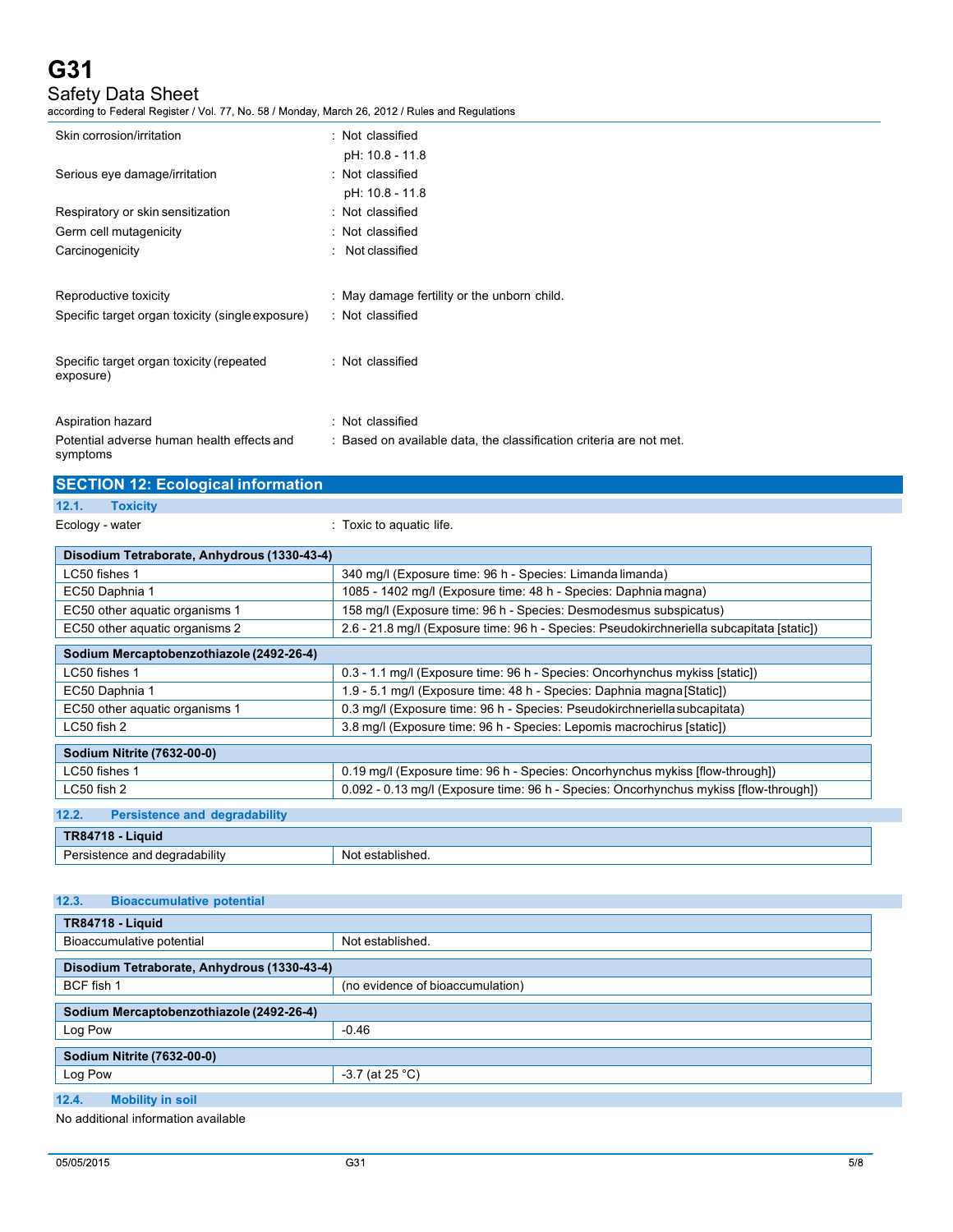| | |
|---|---|
| Skin corrosion/irritation | : Not classified<br>pH: 10.8 - 11.8 |
| Serious eye damage/irritation | : Not classified<br>pH: 10.8 - 11.8 |
| Respiratory or skin sensitization | : Not classified |
| Germ cell mutagenicity | : Not classified |
| Carcinogenicity | : Not classified |
| Reproductive toxicity | : May damage fertility or the unborn child. |
| Specific target organ toxicity (single exposure) | : Not classified |
| Specific target organ toxicity (repeated exposure) | : Not classified |
| Aspiration hazard | : Not classified |
| Potential adverse human health effects and symptoms | : Based on available data, the classification criteria are not met. |

## SECTION 12: Ecological information

### 12.1. Toxicity

Ecology - water : Toxic to aquatic life.

| Disodium Tetraborate, Anhydrous (1330-43-4) | |
|---|---|
| LC50 fishes 1 | 340 mg/l (Exposure time: 96 h - Species: Limanda limanda) |
| EC50 Daphnia 1 | 1085 - 1402 mg/l (Exposure time: 48 h - Species: Daphnia magna) |
| EC50 other aquatic organisms 1 | 158 mg/l (Exposure time: 96 h - Species: Desmodesmus subspicatus) |
| EC50 other aquatic organisms 2 | 2.6 - 21.8 mg/l (Exposure time: 96 h - Species: Pseudokirchneriella subcapitata [static]) |

| Sodium Mercaptobenzothiazole (2492-26-4) | |
|---|---|
| LC50 fishes 1 | 0.3 - 1.1 mg/l (Exposure time: 96 h - Species: Oncorhynchus mykiss [static]) |
| EC50 Daphnia 1 | 1.9 - 5.1 mg/l (Exposure time: 48 h - Species: Daphnia magna [Static]) |
| EC50 other aquatic organisms 1 | 0.3 mg/l (Exposure time: 96 h - Species: Pseudokirchneriella subcapitata) |
| LC50 fish 2 | 3.8 mg/l (Exposure time: 96 h - Species: Lepomis macrochirus [static]) |

| Sodium Nitrite (7632-00-0) | |
|---|---|
| LC50 fishes 1 | 0.19 mg/l (Exposure time: 96 h - Species: Oncorhynchus mykiss [flow-through]) |
| LC50 fish 2 | 0.092 - 0.13 mg/l (Exposure time: 96 h - Species: Oncorhynchus mykiss [flow-through]) |

### 12.2. Persistence and degradability

| TR84718 - Liquid | |
|---|---|
| Persistence and degradability | Not established. |

### 12.3. Bioaccumulative potential

| TR84718 - Liquid | |
|---|---|
| Bioaccumulative potential | Not established. |

| Disodium Tetraborate, Anhydrous (1330-43-4) | |
|---|---|
| BCF fish 1 | (no evidence of bioaccumulation) |

| Sodium Mercaptobenzothiazole (2492-26-4) | |
|---|---|
| Log Pow | -0.46 |

| Sodium Nitrite (7632-00-0) | |
|---|---|
| Log Pow | -3.7 (at 25 °C) |

### 12.4. Mobility in soil

No additional information available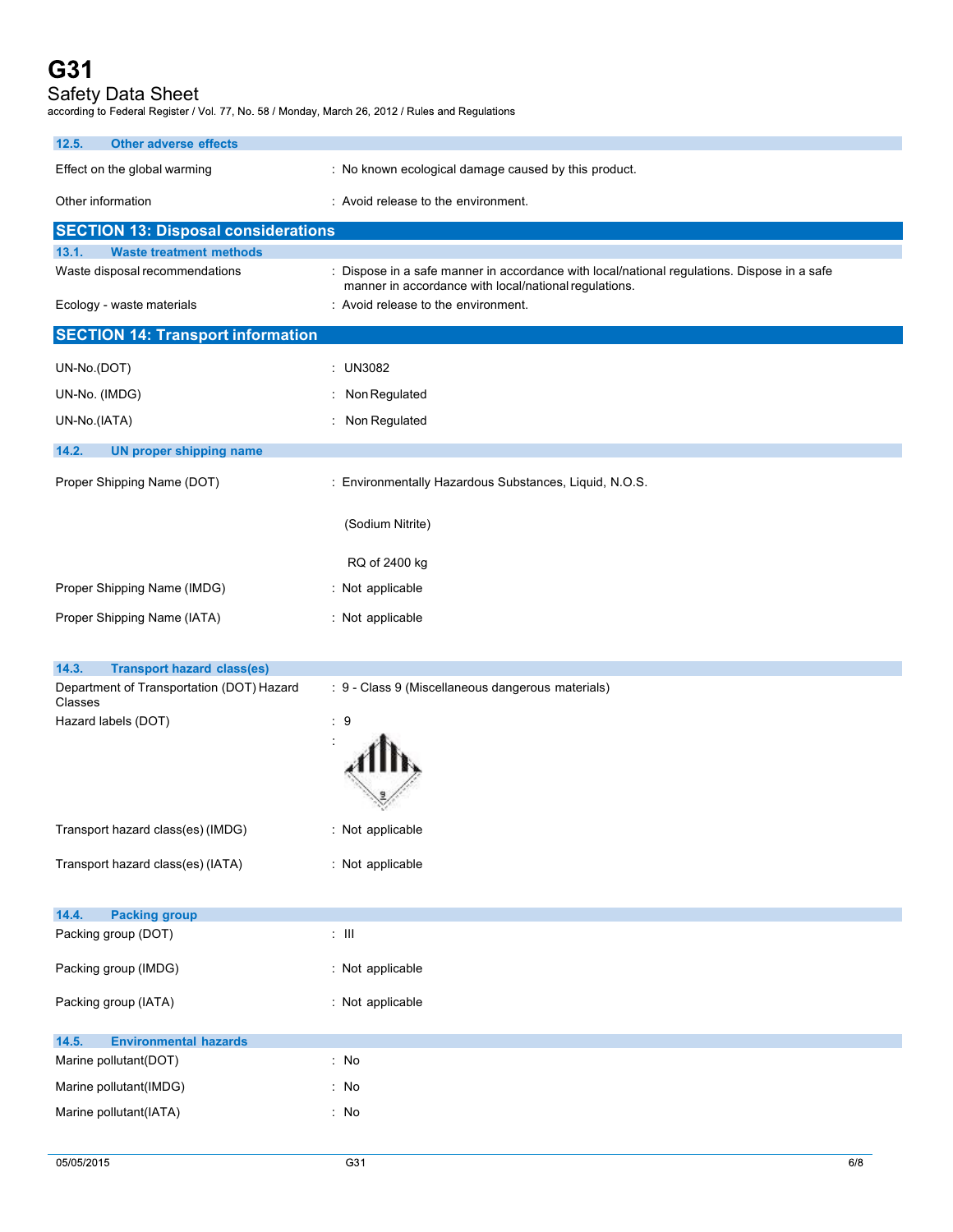## 12.5. Other adverse effects

Effect on the global warming : No known ecological damage caused by this product.

Other information : Avoid release to the environment.

## SECTION 13: Disposal considerations

### 13.1. Waste treatment methods

Waste disposal recommendations : Dispose in a safe manner in accordance with local/national regulations. Dispose in a safe manner in accordance with local/national regulations.

Ecology - waste materials : Avoid release to the environment.

## SECTION 14: Transport information

UN-No.(DOT) : UN3082

UN-No. (IMDG) : Non Regulated

UN-No.(IATA) : Non Regulated

### 14.2. UN proper shipping name

Proper Shipping Name (DOT) : Environmentally Hazardous Substances, Liquid, N.O.S.

(Sodium Nitrite)

RQ of 2400 kg

Proper Shipping Name (IMDG) : Not applicable

Proper Shipping Name (IATA) : Not applicable

### 14.3. Transport hazard class(es)

Department of Transportation (DOT) Hazard Classes : 9 - Class 9 (Miscellaneous dangerous materials)

Hazard labels (DOT) : 9

:

Transport hazard class(es) (IMDG) : Not applicable

Transport hazard class(es) (IATA) : Not applicable

### 14.4. Packing group

Packing group (DOT) : III

Packing group (IMDG) : Not applicable

Packing group (IATA) : Not applicable

### 14.5. Environmental hazards

Marine pollutant(DOT) : No

Marine pollutant(IMDG) : No

Marine pollutant(IATA) : No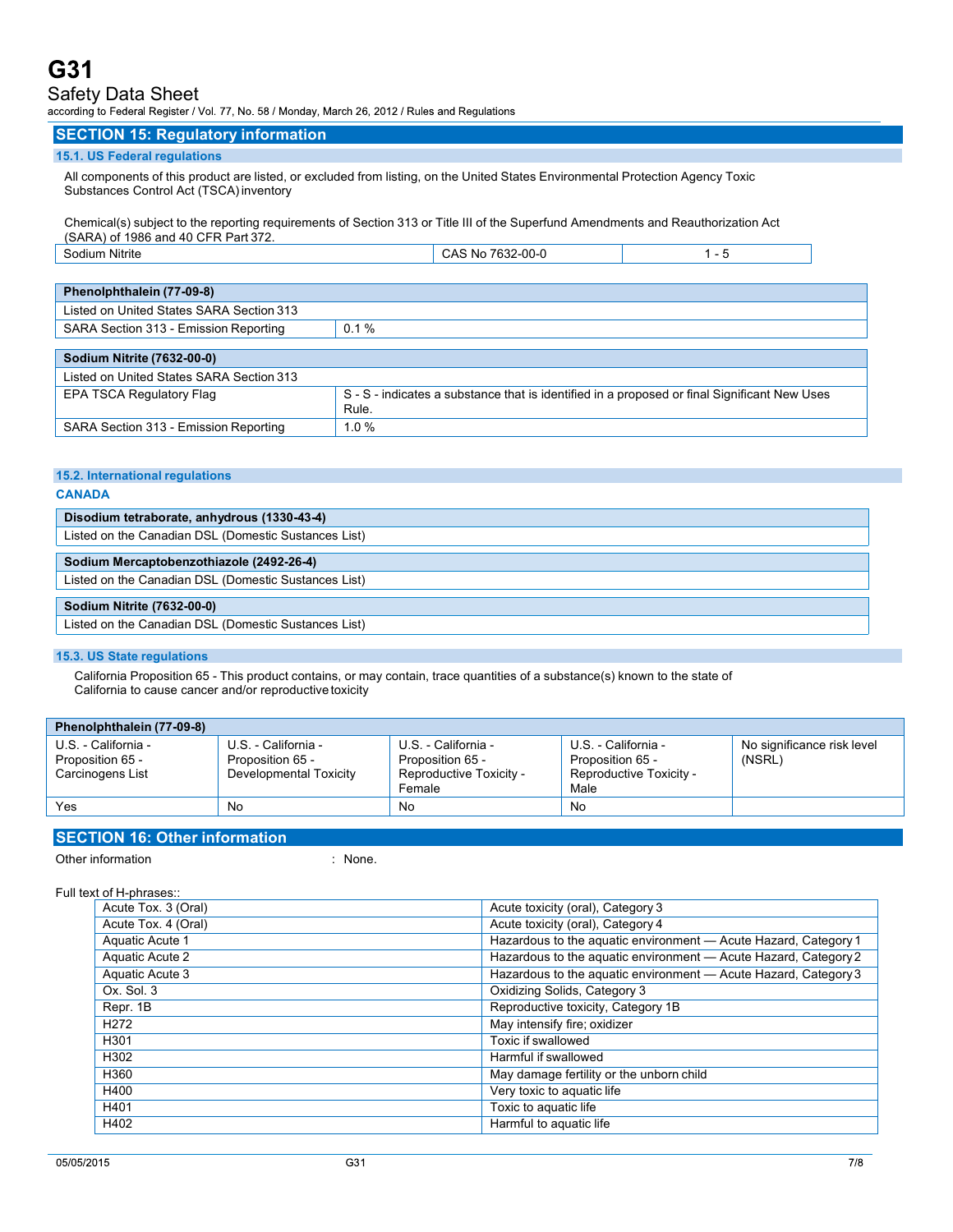## SECTION 15: Regulatory information

### 15.1. US Federal regulations

All components of this product are listed, or excluded from listing, on the United States Environmental Protection Agency Toxic Substances Control Act (TSCA) inventory

Chemical(s) subject to the reporting requirements of Section 313 or Title III of the Superfund Amendments and Reauthorization Act (SARA) of 1986 and 40 CFR Part 372.

| | | |
|---|---|---|
| Sodium Nitrite | CAS No 7632-00-0 | 1 - 5 |

| Phenolphthalein (77-09-8) | |
|---|---|
| Listed on United States SARA Section 313 | |
| SARA Section 313 - Emission Reporting | 0.1 % |

| Sodium Nitrite (7632-00-0) | |
|---|---|
| Listed on United States SARA Section 313 | |
| EPA TSCA Regulatory Flag | S - S - indicates a substance that is identified in a proposed or final Significant New Uses Rule. |
| SARA Section 313 - Emission Reporting | 1.0 % |

### 15.2. International regulations

**CANADA**

| Disodium tetraborate, anhydrous (1330-43-4) |
|---|
| Listed on the Canadian DSL (Domestic Substances List) |

| Sodium Mercaptobenzothiazole (2492-26-4) |
|---|
| Listed on the Canadian DSL (Domestic Substances List) |

| Sodium Nitrite (7632-00-0) |
|---|
| Listed on the Canadian DSL (Domestic Substances List) |

### 15.3. US State regulations

California Proposition 65 - This product contains, or may contain, trace quantities of a substance(s) known to the state of California to cause cancer and/or reproductive toxicity

| Phenolphthalein (77-09-8) | | | | |
|---|---|---|---|---|
| U.S. - California - Proposition 65 - Carcinogens List | U.S. - California - Proposition 65 - Developmental Toxicity | U.S. - California - Proposition 65 - Reproductive Toxicity - Female | U.S. - California - Proposition 65 - Reproductive Toxicity - Male | No significance risk level (NSRL) |
| Yes | No | No | No | |

## SECTION 16: Other information

Other information : None.

Full text of H-phrases::

| | |
|---|---|
| Acute Tox. 3 (Oral) | Acute toxicity (oral), Category 3 |
| Acute Tox. 4 (Oral) | Acute toxicity (oral), Category 4 |
| Aquatic Acute 1 | Hazardous to the aquatic environment — Acute Hazard, Category 1 |
| Aquatic Acute 2 | Hazardous to the aquatic environment — Acute Hazard, Category 2 |
| Aquatic Acute 3 | Hazardous to the aquatic environment — Acute Hazard, Category 3 |
| Ox. Sol. 3 | Oxidizing Solids, Category 3 |
| Repr. 1B | Reproductive toxicity, Category 1B |
| H272 | May intensify fire; oxidizer |
| H301 | Toxic if swallowed |
| H302 | Harmful if swallowed |
| H360 | May damage fertility or the unborn child |
| H400 | Very toxic to aquatic life |
| H401 | Toxic to aquatic life |
| H402 | Harmful to aquatic life |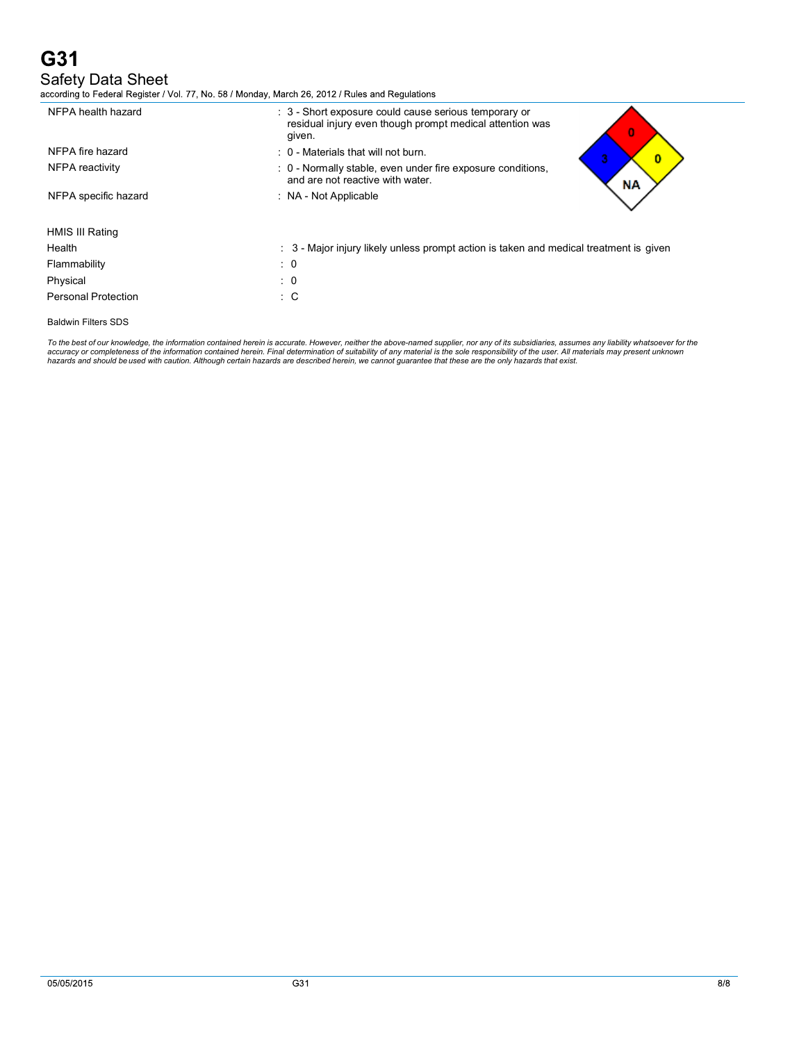| | |
|---|---|
| NFPA health hazard | : 3 - Short exposure could cause serious temporary or residual injury even though prompt medical attention was given. |
| NFPA fire hazard | : 0 - Materials that will not burn. |
| NFPA reactivity | : 0 - Normally stable, even under fire exposure conditions, and are not reactive with water. |
| NFPA specific hazard | : NA - Not Applicable |

0

3

0

NA

| HMIS III Rating | |
|---|---|
| Health | : 3 - Major injury likely unless prompt action is taken and medical treatment is given |
| Flammability | : 0 |
| Physical | : 0 |
| Personal Protection | : C |

Baldwin Filters SDS

*To the best of our knowledge, the information contained herein is accurate. However, neither the above-named supplier, nor any of its subsidiaries, assumes any liability whatsoever for the accuracy or completeness of the information contained herein. Final determination of suitability of any material is the sole responsibility of the user. All materials may present unknown hazards and should be used with caution. Although certain hazards are described herein, we cannot guarantee that these are the only hazards that exist.*